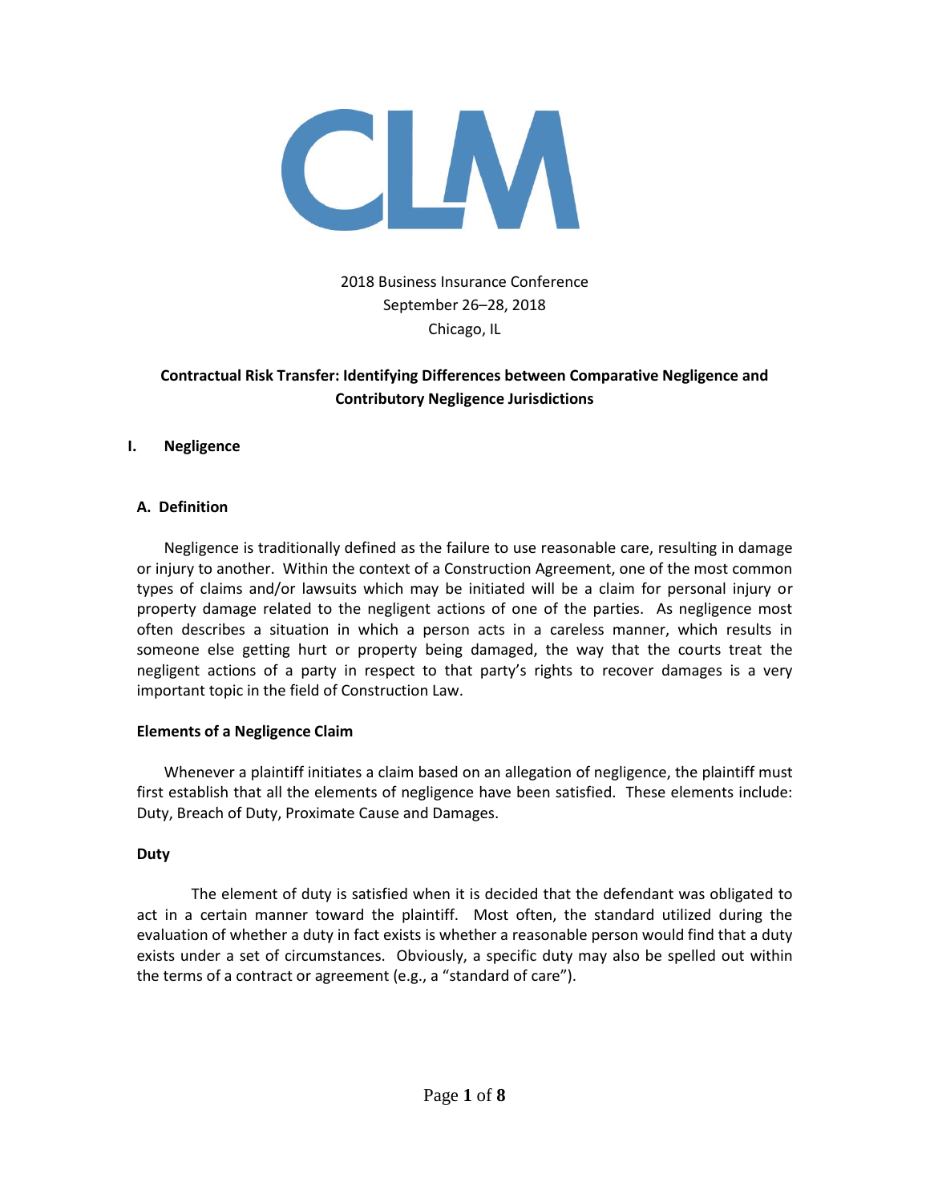2018 Business Insurance Conference
September 26–28, 2018
Chicago, IL

## Contractual Risk Transfer: Identifying Differences between Comparative Negligence and Contributory Negligence Jurisdictions

## I. Negligence

### A. Definition

Negligence is traditionally defined as the failure to use reasonable care, resulting in damage or injury to another. Within the context of a Construction Agreement, one of the most common types of claims and/or lawsuits which may be initiated will be a claim for personal injury or property damage related to the negligent actions of one of the parties. As negligence most often describes a situation in which a person acts in a careless manner, which results in someone else getting hurt or property being damaged, the way that the courts treat the negligent actions of a party in respect to that party's rights to recover damages is a very important topic in the field of Construction Law.

#### Elements of a Negligence Claim

Whenever a plaintiff initiates a claim based on an allegation of negligence, the plaintiff must first establish that all the elements of negligence have been satisfied. These elements include: Duty, Breach of Duty, Proximate Cause and Damages.

#### Duty

The element of duty is satisfied when it is decided that the defendant was obligated to act in a certain manner toward the plaintiff. Most often, the standard utilized during the evaluation of whether a duty in fact exists is whether a reasonable person would find that a duty exists under a set of circumstances. Obviously, a specific duty may also be spelled out within the terms of a contract or agreement (e.g., a "standard of care").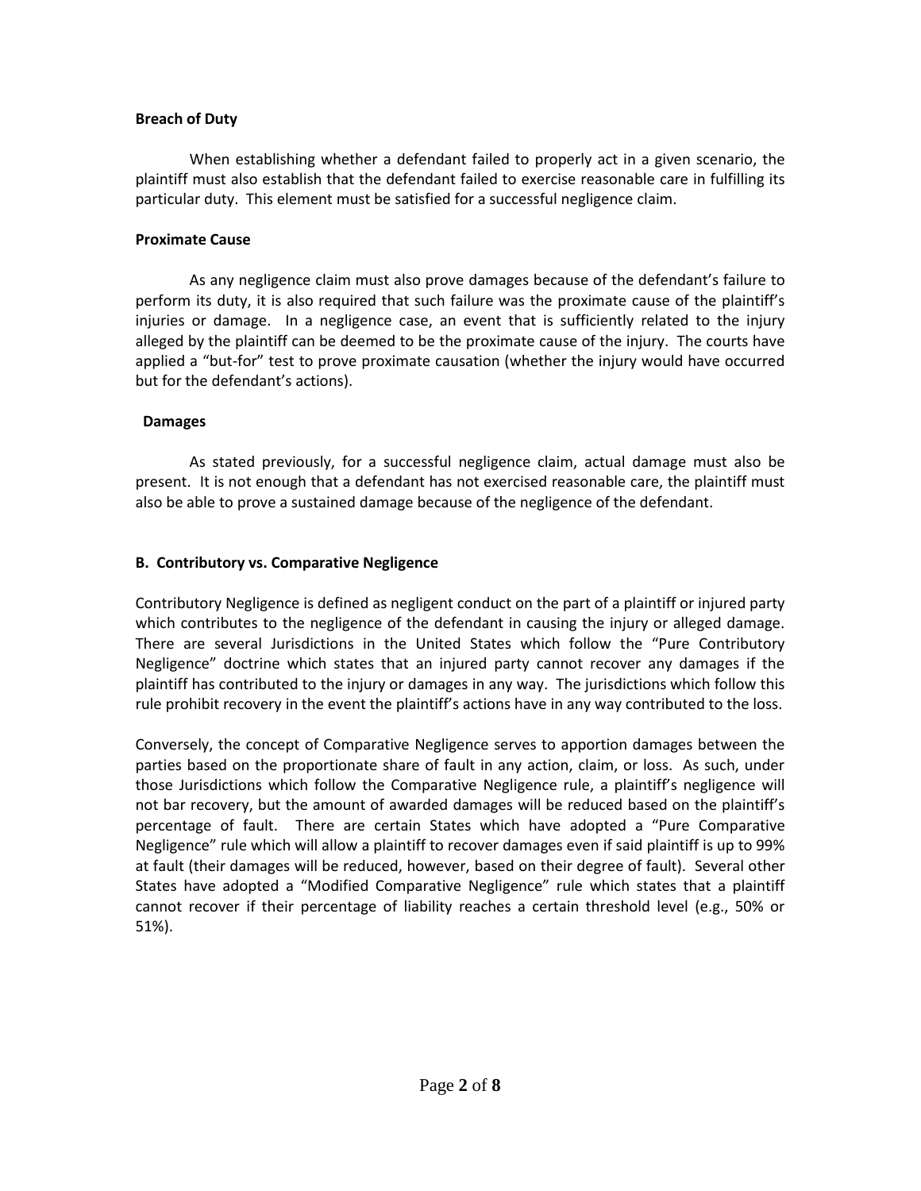**Breach of Duty**

When establishing whether a defendant failed to properly act in a given scenario, the plaintiff must also establish that the defendant failed to exercise reasonable care in fulfilling its particular duty. This element must be satisfied for a successful negligence claim.

**Proximate Cause**

As any negligence claim must also prove damages because of the defendant's failure to perform its duty, it is also required that such failure was the proximate cause of the plaintiff's injuries or damage. In a negligence case, an event that is sufficiently related to the injury alleged by the plaintiff can be deemed to be the proximate cause of the injury. The courts have applied a "but-for" test to prove proximate causation (whether the injury would have occurred but for the defendant's actions).

**Damages**

As stated previously, for a successful negligence claim, actual damage must also be present. It is not enough that a defendant has not exercised reasonable care, the plaintiff must also be able to prove a sustained damage because of the negligence of the defendant.

**B. Contributory vs. Comparative Negligence**

Contributory Negligence is defined as negligent conduct on the part of a plaintiff or injured party which contributes to the negligence of the defendant in causing the injury or alleged damage. There are several Jurisdictions in the United States which follow the "Pure Contributory Negligence" doctrine which states that an injured party cannot recover any damages if the plaintiff has contributed to the injury or damages in any way. The jurisdictions which follow this rule prohibit recovery in the event the plaintiff's actions have in any way contributed to the loss.

Conversely, the concept of Comparative Negligence serves to apportion damages between the parties based on the proportionate share of fault in any action, claim, or loss. As such, under those Jurisdictions which follow the Comparative Negligence rule, a plaintiff's negligence will not bar recovery, but the amount of awarded damages will be reduced based on the plaintiff's percentage of fault. There are certain States which have adopted a "Pure Comparative Negligence" rule which will allow a plaintiff to recover damages even if said plaintiff is up to 99% at fault (their damages will be reduced, however, based on their degree of fault). Several other States have adopted a "Modified Comparative Negligence" rule which states that a plaintiff cannot recover if their percentage of liability reaches a certain threshold level (e.g., 50% or 51%).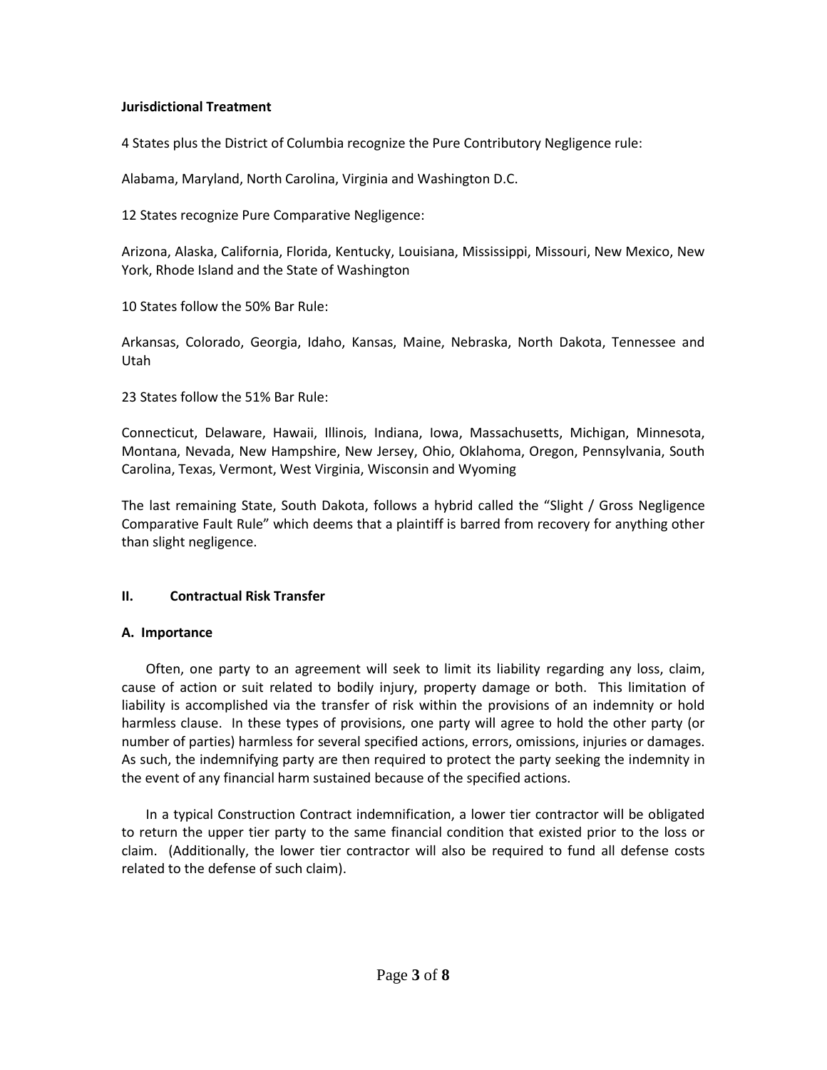**Jurisdictional Treatment**

4 States plus the District of Columbia recognize the Pure Contributory Negligence rule:

Alabama, Maryland, North Carolina, Virginia and Washington D.C.

12 States recognize Pure Comparative Negligence:

Arizona, Alaska, California, Florida, Kentucky, Louisiana, Mississippi, Missouri, New Mexico, New York, Rhode Island and the State of Washington

10 States follow the 50% Bar Rule:

Arkansas, Colorado, Georgia, Idaho, Kansas, Maine, Nebraska, North Dakota, Tennessee and Utah

23 States follow the 51% Bar Rule:

Connecticut, Delaware, Hawaii, Illinois, Indiana, Iowa, Massachusetts, Michigan, Minnesota, Montana, Nevada, New Hampshire, New Jersey, Ohio, Oklahoma, Oregon, Pennsylvania, South Carolina, Texas, Vermont, West Virginia, Wisconsin and Wyoming

The last remaining State, South Dakota, follows a hybrid called the "Slight / Gross Negligence Comparative Fault Rule" which deems that a plaintiff is barred from recovery for anything other than slight negligence.

## II. Contractual Risk Transfer

### A. Importance

Often, one party to an agreement will seek to limit its liability regarding any loss, claim, cause of action or suit related to bodily injury, property damage or both. This limitation of liability is accomplished via the transfer of risk within the provisions of an indemnity or hold harmless clause. In these types of provisions, one party will agree to hold the other party (or number of parties) harmless for several specified actions, errors, omissions, injuries or damages. As such, the indemnifying party are then required to protect the party seeking the indemnity in the event of any financial harm sustained because of the specified actions.

In a typical Construction Contract indemnification, a lower tier contractor will be obligated to return the upper tier party to the same financial condition that existed prior to the loss or claim. (Additionally, the lower tier contractor will also be required to fund all defense costs related to the defense of such claim).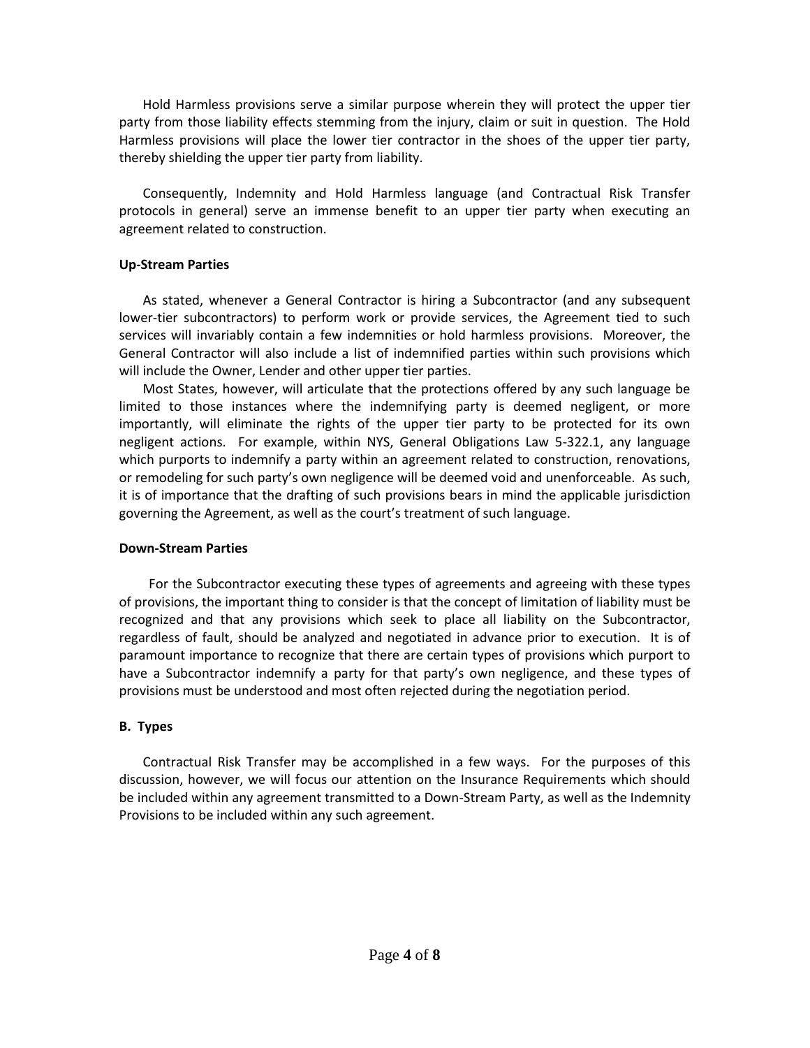Hold Harmless provisions serve a similar purpose wherein they will protect the upper tier party from those liability effects stemming from the injury, claim or suit in question. The Hold Harmless provisions will place the lower tier contractor in the shoes of the upper tier party, thereby shielding the upper tier party from liability.

Consequently, Indemnity and Hold Harmless language (and Contractual Risk Transfer protocols in general) serve an immense benefit to an upper tier party when executing an agreement related to construction.

**Up-Stream Parties**

As stated, whenever a General Contractor is hiring a Subcontractor (and any subsequent lower-tier subcontractors) to perform work or provide services, the Agreement tied to such services will invariably contain a few indemnities or hold harmless provisions. Moreover, the General Contractor will also include a list of indemnified parties within such provisions which will include the Owner, Lender and other upper tier parties.

Most States, however, will articulate that the protections offered by any such language be limited to those instances where the indemnifying party is deemed negligent, or more importantly, will eliminate the rights of the upper tier party to be protected for its own negligent actions. For example, within NYS, General Obligations Law 5-322.1, any language which purports to indemnify a party within an agreement related to construction, renovations, or remodeling for such party's own negligence will be deemed void and unenforceable. As such, it is of importance that the drafting of such provisions bears in mind the applicable jurisdiction governing the Agreement, as well as the court's treatment of such language.

**Down-Stream Parties**

For the Subcontractor executing these types of agreements and agreeing with these types of provisions, the important thing to consider is that the concept of limitation of liability must be recognized and that any provisions which seek to place all liability on the Subcontractor, regardless of fault, should be analyzed and negotiated in advance prior to execution. It is of paramount importance to recognize that there are certain types of provisions which purport to have a Subcontractor indemnify a party for that party's own negligence, and these types of provisions must be understood and most often rejected during the negotiation period.

**B. Types**

Contractual Risk Transfer may be accomplished in a few ways. For the purposes of this discussion, however, we will focus our attention on the Insurance Requirements which should be included within any agreement transmitted to a Down-Stream Party, as well as the Indemnity Provisions to be included within any such agreement.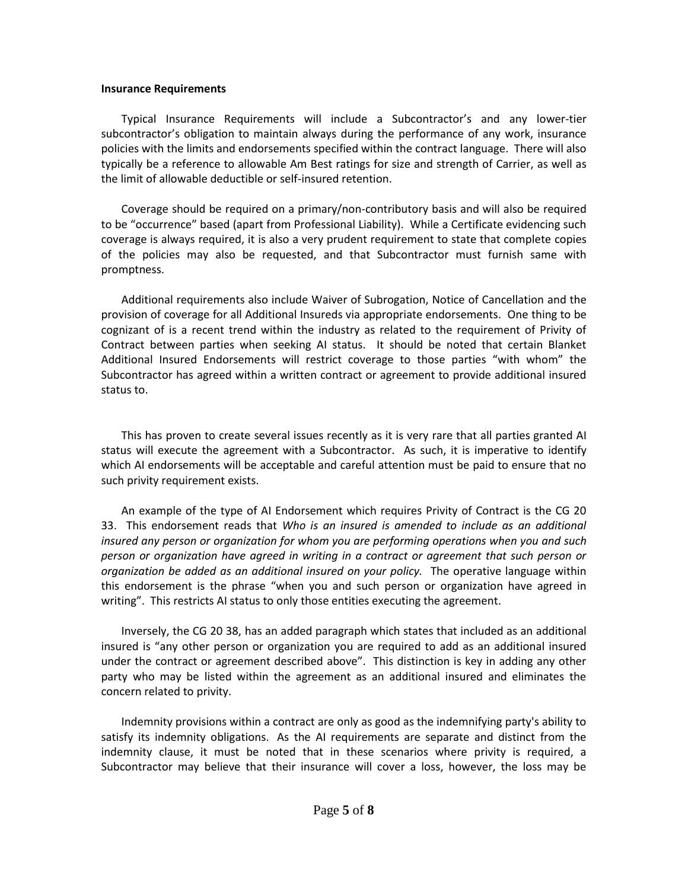**Insurance Requirements**

Typical Insurance Requirements will include a Subcontractor's and any lower-tier subcontractor's obligation to maintain always during the performance of any work, insurance policies with the limits and endorsements specified within the contract language. There will also typically be a reference to allowable Am Best ratings for size and strength of Carrier, as well as the limit of allowable deductible or self-insured retention.

Coverage should be required on a primary/non-contributory basis and will also be required to be "occurrence" based (apart from Professional Liability). While a Certificate evidencing such coverage is always required, it is also a very prudent requirement to state that complete copies of the policies may also be requested, and that Subcontractor must furnish same with promptness.

Additional requirements also include Waiver of Subrogation, Notice of Cancellation and the provision of coverage for all Additional Insureds via appropriate endorsements. One thing to be cognizant of is a recent trend within the industry as related to the requirement of Privity of Contract between parties when seeking AI status. It should be noted that certain Blanket Additional Insured Endorsements will restrict coverage to those parties "with whom" the Subcontractor has agreed within a written contract or agreement to provide additional insured status to.

This has proven to create several issues recently as it is very rare that all parties granted AI status will execute the agreement with a Subcontractor. As such, it is imperative to identify which AI endorsements will be acceptable and careful attention must be paid to ensure that no such privity requirement exists.

An example of the type of AI Endorsement which requires Privity of Contract is the CG 20 33. This endorsement reads that *Who is an insured is amended to include as an additional insured any person or organization for whom you are performing operations when you and such person or organization have agreed in writing in a contract or agreement that such person or organization be added as an additional insured on your policy.* The operative language within this endorsement is the phrase "when you and such person or organization have agreed in writing". This restricts AI status to only those entities executing the agreement.

Inversely, the CG 20 38, has an added paragraph which states that included as an additional insured is "any other person or organization you are required to add as an additional insured under the contract or agreement described above". This distinction is key in adding any other party who may be listed within the agreement as an additional insured and eliminates the concern related to privity.

Indemnity provisions within a contract are only as good as the indemnifying party's ability to satisfy its indemnity obligations. As the AI requirements are separate and distinct from the indemnity clause, it must be noted that in these scenarios where privity is required, a Subcontractor may believe that their insurance will cover a loss, however, the loss may be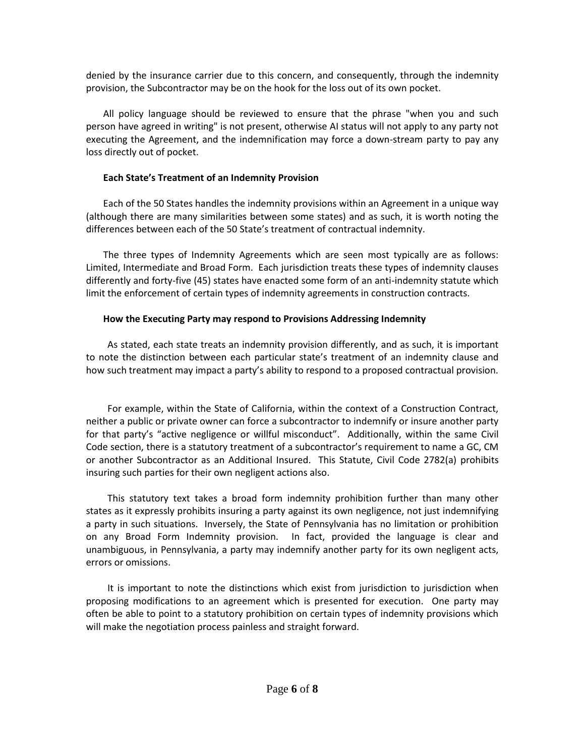denied by the insurance carrier due to this concern, and consequently, through the indemnity provision, the Subcontractor may be on the hook for the loss out of its own pocket.

All policy language should be reviewed to ensure that the phrase "when you and such person have agreed in writing" is not present, otherwise AI status will not apply to any party not executing the Agreement, and the indemnification may force a down-stream party to pay any loss directly out of pocket.

**Each State's Treatment of an Indemnity Provision**

Each of the 50 States handles the indemnity provisions within an Agreement in a unique way (although there are many similarities between some states) and as such, it is worth noting the differences between each of the 50 State's treatment of contractual indemnity.

The three types of Indemnity Agreements which are seen most typically are as follows: Limited, Intermediate and Broad Form. Each jurisdiction treats these types of indemnity clauses differently and forty-five (45) states have enacted some form of an anti-indemnity statute which limit the enforcement of certain types of indemnity agreements in construction contracts.

**How the Executing Party may respond to Provisions Addressing Indemnity**

As stated, each state treats an indemnity provision differently, and as such, it is important to note the distinction between each particular state's treatment of an indemnity clause and how such treatment may impact a party's ability to respond to a proposed contractual provision.

For example, within the State of California, within the context of a Construction Contract, neither a public or private owner can force a subcontractor to indemnify or insure another party for that party's "active negligence or willful misconduct". Additionally, within the same Civil Code section, there is a statutory treatment of a subcontractor's requirement to name a GC, CM or another Subcontractor as an Additional Insured. This Statute, Civil Code 2782(a) prohibits insuring such parties for their own negligent actions also.

This statutory text takes a broad form indemnity prohibition further than many other states as it expressly prohibits insuring a party against its own negligence, not just indemnifying a party in such situations. Inversely, the State of Pennsylvania has no limitation or prohibition on any Broad Form Indemnity provision. In fact, provided the language is clear and unambiguous, in Pennsylvania, a party may indemnify another party for its own negligent acts, errors or omissions.

It is important to note the distinctions which exist from jurisdiction to jurisdiction when proposing modifications to an agreement which is presented for execution. One party may often be able to point to a statutory prohibition on certain types of indemnity provisions which will make the negotiation process painless and straight forward.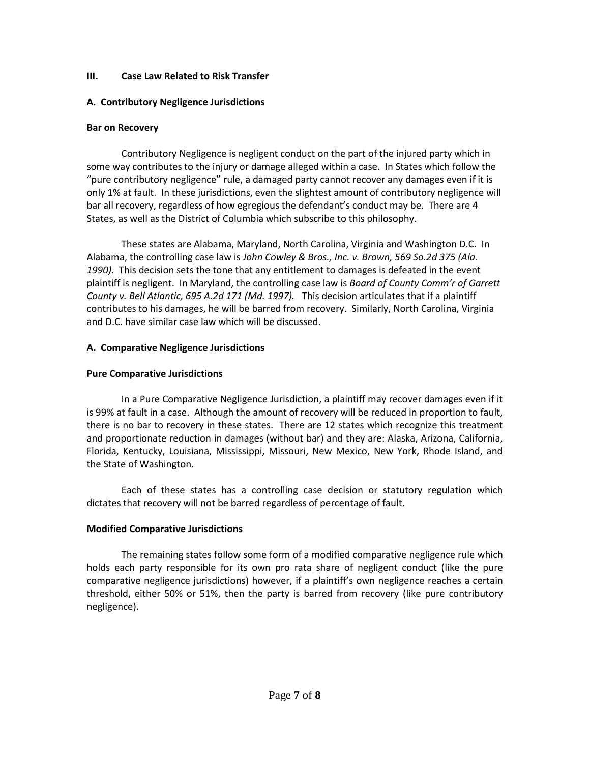## III. Case Law Related to Risk Transfer

### A. Contributory Negligence Jurisdictions

**Bar on Recovery**

Contributory Negligence is negligent conduct on the part of the injured party which in some way contributes to the injury or damage alleged within a case. In States which follow the "pure contributory negligence" rule, a damaged party cannot recover any damages even if it is only 1% at fault. In these jurisdictions, even the slightest amount of contributory negligence will bar all recovery, regardless of how egregious the defendant's conduct may be. There are 4 States, as well as the District of Columbia which subscribe to this philosophy.

These states are Alabama, Maryland, North Carolina, Virginia and Washington D.C. In Alabama, the controlling case law is *John Cowley & Bros., Inc. v. Brown, 569 So.2d 375 (Ala. 1990).* This decision sets the tone that any entitlement to damages is defeated in the event plaintiff is negligent. In Maryland, the controlling case law is *Board of County Comm'r of Garrett County v. Bell Atlantic, 695 A.2d 171 (Md. 1997).* This decision articulates that if a plaintiff contributes to his damages, he will be barred from recovery. Similarly, North Carolina, Virginia and D.C. have similar case law which will be discussed.

### A. Comparative Negligence Jurisdictions

**Pure Comparative Jurisdictions**

In a Pure Comparative Negligence Jurisdiction, a plaintiff may recover damages even if it is 99% at fault in a case. Although the amount of recovery will be reduced in proportion to fault, there is no bar to recovery in these states. There are 12 states which recognize this treatment and proportionate reduction in damages (without bar) and they are: Alaska, Arizona, California, Florida, Kentucky, Louisiana, Mississippi, Missouri, New Mexico, New York, Rhode Island, and the State of Washington.

Each of these states has a controlling case decision or statutory regulation which dictates that recovery will not be barred regardless of percentage of fault.

**Modified Comparative Jurisdictions**

The remaining states follow some form of a modified comparative negligence rule which holds each party responsible for its own pro rata share of negligent conduct (like the pure comparative negligence jurisdictions) however, if a plaintiff's own negligence reaches a certain threshold, either 50% or 51%, then the party is barred from recovery (like pure contributory negligence).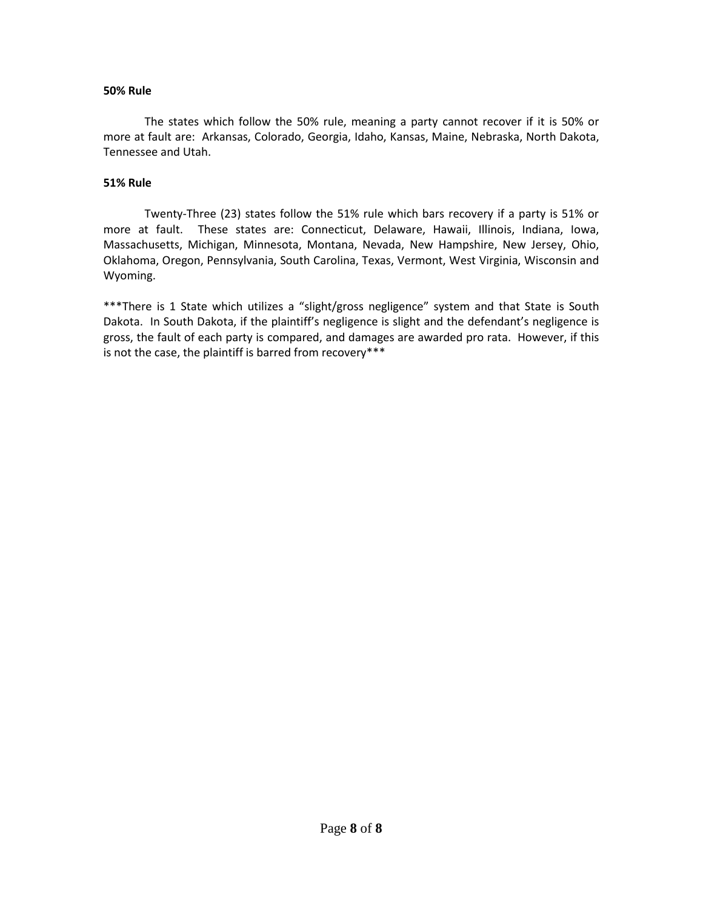**50% Rule**

The states which follow the 50% rule, meaning a party cannot recover if it is 50% or more at fault are: Arkansas, Colorado, Georgia, Idaho, Kansas, Maine, Nebraska, North Dakota, Tennessee and Utah.

**51% Rule**

Twenty-Three (23) states follow the 51% rule which bars recovery if a party is 51% or more at fault. These states are: Connecticut, Delaware, Hawaii, Illinois, Indiana, Iowa, Massachusetts, Michigan, Minnesota, Montana, Nevada, New Hampshire, New Jersey, Ohio, Oklahoma, Oregon, Pennsylvania, South Carolina, Texas, Vermont, West Virginia, Wisconsin and Wyoming.

***There is 1 State which utilizes a "slight/gross negligence" system and that State is South Dakota. In South Dakota, if the plaintiff's negligence is slight and the defendant's negligence is gross, the fault of each party is compared, and damages are awarded pro rata. However, if this is not the case, the plaintiff is barred from recovery***